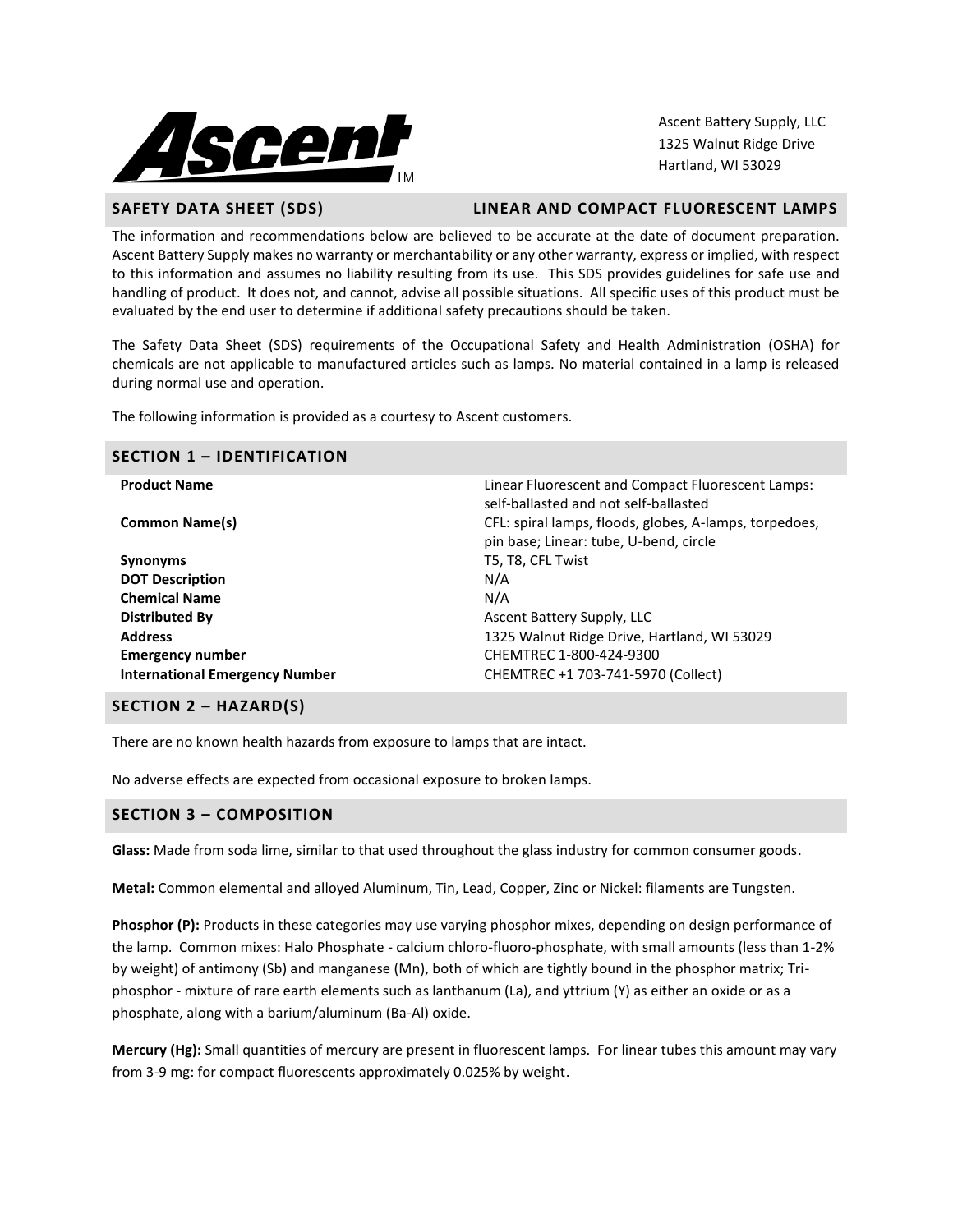Ascent Battery Supply, LLC
1325 Walnut Ridge Drive
Hartland, WI 53029

## SAFETY DATA SHEET (SDS) — LINEAR AND COMPACT FLUORESCENT LAMPS

The information and recommendations below are believed to be accurate at the date of document preparation. Ascent Battery Supply makes no warranty or merchantability or any other warranty, express or implied, with respect to this information and assumes no liability resulting from its use. This SDS provides guidelines for safe use and handling of product. It does not, and cannot, advise all possible situations. All specific uses of this product must be evaluated by the end user to determine if additional safety precautions should be taken.

The Safety Data Sheet (SDS) requirements of the Occupational Safety and Health Administration (OSHA) for chemicals are not applicable to manufactured articles such as lamps. No material contained in a lamp is released during normal use and operation.

The following information is provided as a courtesy to Ascent customers.

## SECTION 1 – IDENTIFICATION

| | |
|---|---|
| **Product Name** | Linear Fluorescent and Compact Fluorescent Lamps: self-ballasted and not self-ballasted |
| **Common Name(s)** | CFL: spiral lamps, floods, globes, A-lamps, torpedoes, pin base; Linear: tube, U-bend, circle |
| **Synonyms** | T5, T8, CFL Twist |
| **DOT Description** | N/A |
| **Chemical Name** | N/A |
| **Distributed By** | Ascent Battery Supply, LLC |
| **Address** | 1325 Walnut Ridge Drive, Hartland, WI 53029 |
| **Emergency number** | CHEMTREC 1-800-424-9300 |
| **International Emergency Number** | CHEMTREC +1 703-741-5970 (Collect) |

## SECTION 2 – HAZARD(S)

There are no known health hazards from exposure to lamps that are intact.

No adverse effects are expected from occasional exposure to broken lamps.

## SECTION 3 – COMPOSITION

**Glass:** Made from soda lime, similar to that used throughout the glass industry for common consumer goods.

**Metal:** Common elemental and alloyed Aluminum, Tin, Lead, Copper, Zinc or Nickel: filaments are Tungsten.

**Phosphor (P):** Products in these categories may use varying phosphor mixes, depending on design performance of the lamp. Common mixes: Halo Phosphate - calcium chloro-fluoro-phosphate, with small amounts (less than 1-2% by weight) of antimony (Sb) and manganese (Mn), both of which are tightly bound in the phosphor matrix; Tri-phosphor - mixture of rare earth elements such as lanthanum (La), and yttrium (Y) as either an oxide or as a phosphate, along with a barium/aluminum (Ba-Al) oxide.

**Mercury (Hg):** Small quantities of mercury are present in fluorescent lamps. For linear tubes this amount may vary from 3-9 mg: for compact fluorescents approximately 0.025% by weight.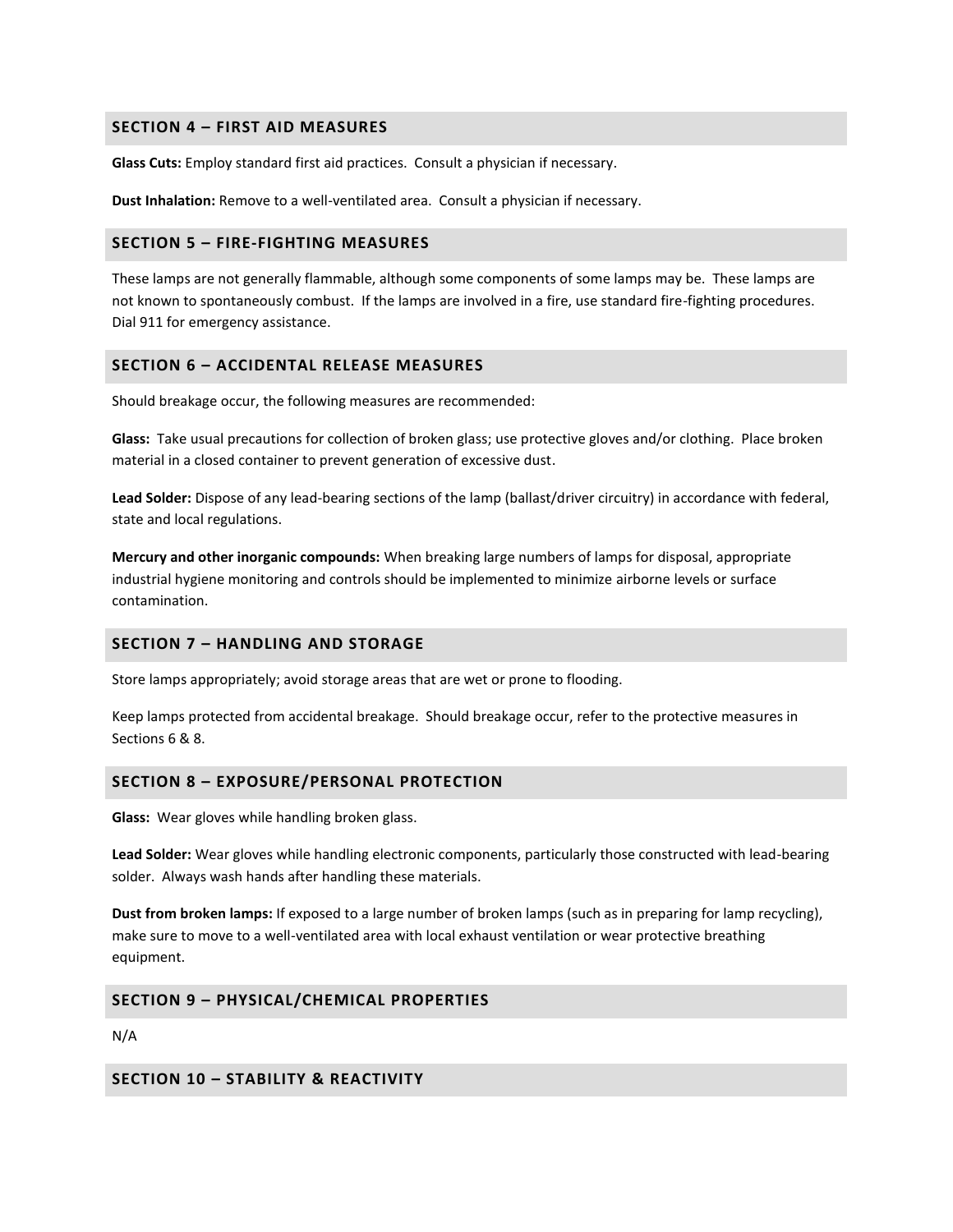## SECTION 4 – FIRST AID MEASURES

**Glass Cuts:** Employ standard first aid practices. Consult a physician if necessary.

**Dust Inhalation:** Remove to a well-ventilated area. Consult a physician if necessary.

## SECTION 5 – FIRE-FIGHTING MEASURES

These lamps are not generally flammable, although some components of some lamps may be. These lamps are not known to spontaneously combust. If the lamps are involved in a fire, use standard fire-fighting procedures. Dial 911 for emergency assistance.

## SECTION 6 – ACCIDENTAL RELEASE MEASURES

Should breakage occur, the following measures are recommended:

**Glass:** Take usual precautions for collection of broken glass; use protective gloves and/or clothing. Place broken material in a closed container to prevent generation of excessive dust.

**Lead Solder:** Dispose of any lead-bearing sections of the lamp (ballast/driver circuitry) in accordance with federal, state and local regulations.

**Mercury and other inorganic compounds:** When breaking large numbers of lamps for disposal, appropriate industrial hygiene monitoring and controls should be implemented to minimize airborne levels or surface contamination.

## SECTION 7 – HANDLING AND STORAGE

Store lamps appropriately; avoid storage areas that are wet or prone to flooding.

Keep lamps protected from accidental breakage. Should breakage occur, refer to the protective measures in Sections 6 & 8.

## SECTION 8 – EXPOSURE/PERSONAL PROTECTION

**Glass:** Wear gloves while handling broken glass.

**Lead Solder:** Wear gloves while handling electronic components, particularly those constructed with lead-bearing solder. Always wash hands after handling these materials.

**Dust from broken lamps:** If exposed to a large number of broken lamps (such as in preparing for lamp recycling), make sure to move to a well-ventilated area with local exhaust ventilation or wear protective breathing equipment.

## SECTION 9 – PHYSICAL/CHEMICAL PROPERTIES

N/A

## SECTION 10 – STABILITY & REACTIVITY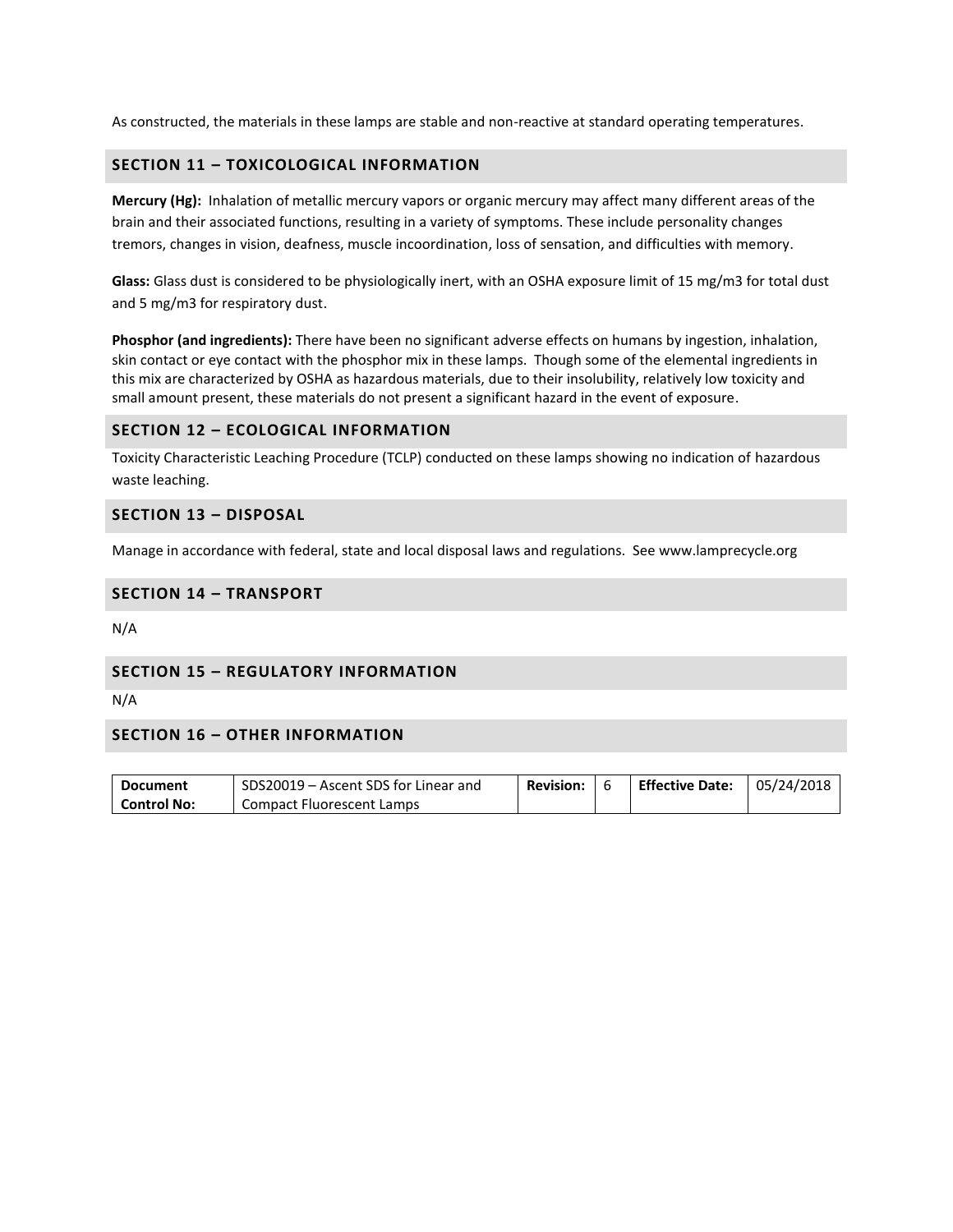As constructed, the materials in these lamps are stable and non-reactive at standard operating temperatures.

## SECTION 11 – TOXICOLOGICAL INFORMATION

**Mercury (Hg):** Inhalation of metallic mercury vapors or organic mercury may affect many different areas of the brain and their associated functions, resulting in a variety of symptoms. These include personality changes tremors, changes in vision, deafness, muscle incoordination, loss of sensation, and difficulties with memory.

**Glass:** Glass dust is considered to be physiologically inert, with an OSHA exposure limit of 15 mg/m3 for total dust and 5 mg/m3 for respiratory dust.

**Phosphor (and ingredients):** There have been no significant adverse effects on humans by ingestion, inhalation, skin contact or eye contact with the phosphor mix in these lamps. Though some of the elemental ingredients in this mix are characterized by OSHA as hazardous materials, due to their insolubility, relatively low toxicity and small amount present, these materials do not present a significant hazard in the event of exposure.

## SECTION 12 – ECOLOGICAL INFORMATION

Toxicity Characteristic Leaching Procedure (TCLP) conducted on these lamps showing no indication of hazardous waste leaching.

## SECTION 13 – DISPOSAL

Manage in accordance with federal, state and local disposal laws and regulations. See www.lamprecycle.org

## SECTION 14 – TRANSPORT

N/A

## SECTION 15 – REGULATORY INFORMATION

N/A

## SECTION 16 – OTHER INFORMATION

| | | | | | |
|---|---|---|---|---|---|
| **Document Control No:** | SDS20019 – Ascent SDS for Linear and Compact Fluorescent Lamps | **Revision:** | 6 | **Effective Date:** | 05/24/2018 |